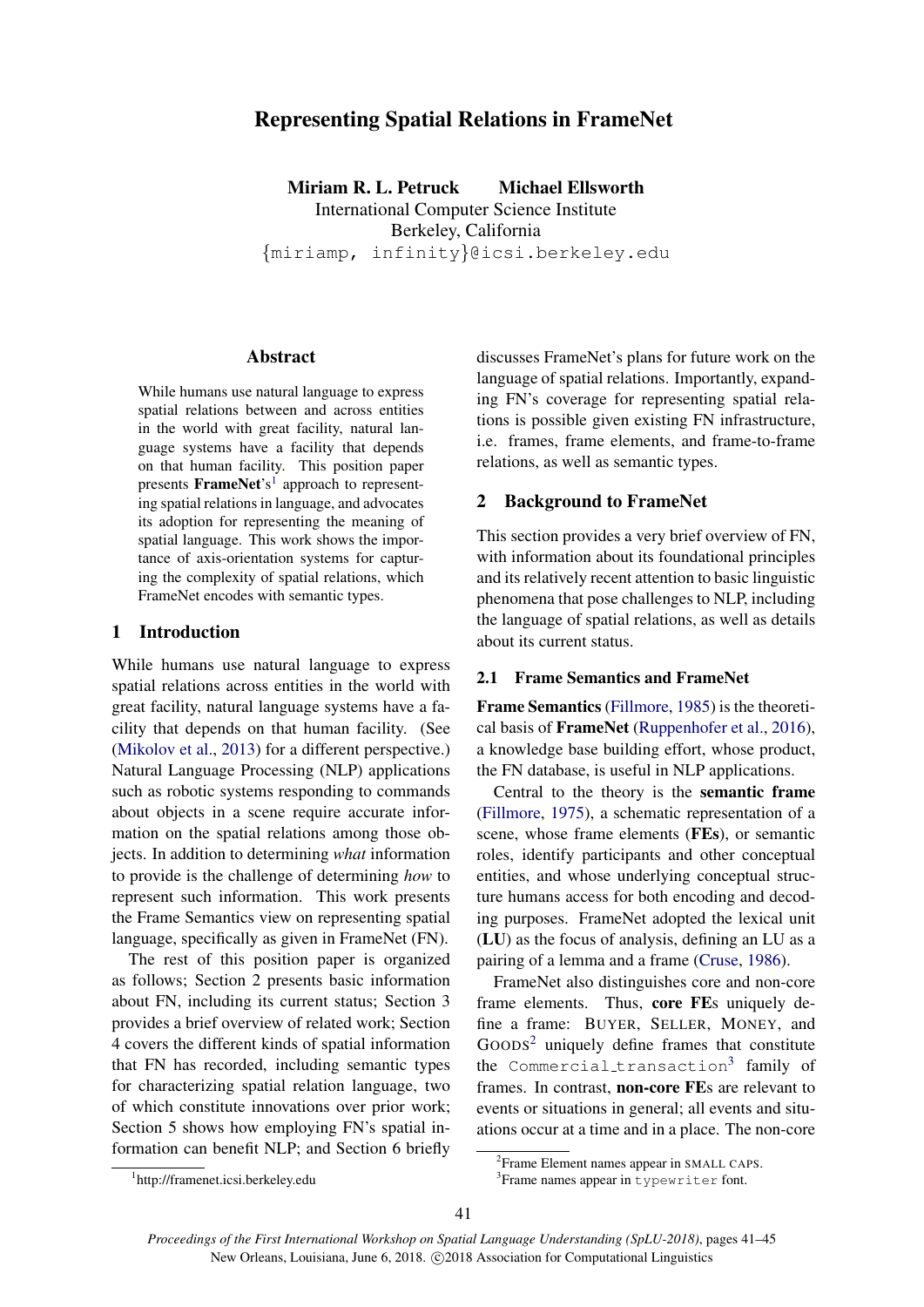# Representing Spatial Relations in FrameNet

**Miriam R. L. Petruck** **Michael Ellsworth**
International Computer Science Institute
Berkeley, California
{miriamp, infinity}@icsi.berkeley.edu

## Abstract

While humans use natural language to express spatial relations between and across entities in the world with great facility, natural language systems have a facility that depends on that human facility. This position paper presents **FrameNet**'s[1] approach to representing spatial relations in language, and advocates its adoption for representing the meaning of spatial language. This work shows the importance of axis-orientation systems for capturing the complexity of spatial relations, which FrameNet encodes with semantic types.

## 1 Introduction

While humans use natural language to express spatial relations across entities in the world with great facility, natural language systems have a facility that depends on that human facility. (See (Mikolov et al., 2013) for a different perspective.) Natural Language Processing (NLP) applications such as robotic systems responding to commands about objects in a scene require accurate information on the spatial relations among those objects. In addition to determining *what* information to provide is the challenge of determining *how* to represent such information. This work presents the Frame Semantics view on representing spatial language, specifically as given in FrameNet (FN).

The rest of this position paper is organized as follows; Section 2 presents basic information about FN, including its current status; Section 3 provides a brief overview of related work; Section 4 covers the different kinds of spatial information that FN has recorded, including semantic types for characterizing spatial relation language, two of which constitute innovations over prior work; Section 5 shows how employing FN's spatial information can benefit NLP; and Section 6 briefly discusses FrameNet's plans for future work on the language of spatial relations. Importantly, expanding FN's coverage for representing spatial relations is possible given existing FN infrastructure, i.e. frames, frame elements, and frame-to-frame relations, as well as semantic types.

## 2 Background to FrameNet

This section provides a very brief overview of FN, with information about its foundational principles and its relatively recent attention to basic linguistic phenomena that pose challenges to NLP, including the language of spatial relations, as well as details about its current status.

### 2.1 Frame Semantics and FrameNet

**Frame Semantics** (Fillmore, 1985) is the theoretical basis of **FrameNet** (Ruppenhofer et al., 2016), a knowledge base building effort, whose product, the FN database, is useful in NLP applications.

Central to the theory is the **semantic frame** (Fillmore, 1975), a schematic representation of a scene, whose frame elements (**FEs**), or semantic roles, identify participants and other conceptual entities, and whose underlying conceptual structure humans access for both encoding and decoding purposes. FrameNet adopted the lexical unit (**LU**) as the focus of analysis, defining an LU as a pairing of a lemma and a frame (Cruse, 1986).

FrameNet also distinguishes core and non-core frame elements. Thus, **core FEs** uniquely define a frame: BUYER, SELLER, MONEY, and GOODS[2] uniquely define frames that constitute the `Commercial_transaction`[3] family of frames. In contrast, **non-core FEs** are relevant to events or situations in general; all events and situations occur at a time and in a place. The non-core

[1] http://framenet.icsi.berkeley.edu

[2] Frame Element names appear in SMALL CAPS.

[3] Frame names appear in `typewriter` font.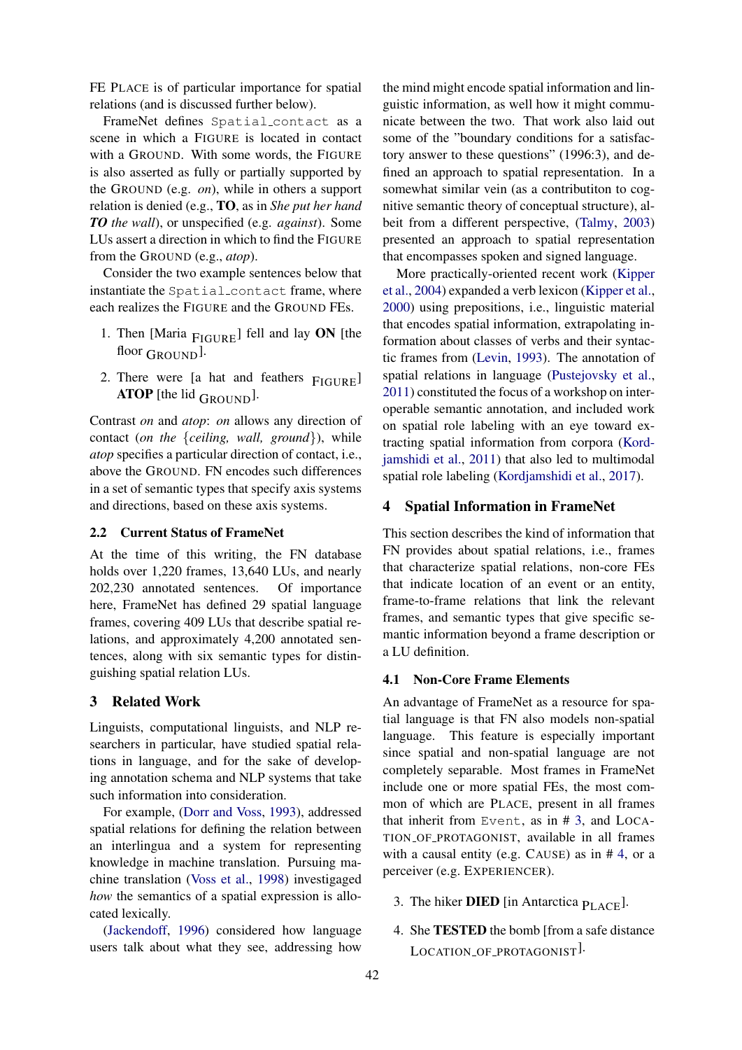FE PLACE is of particular importance for spatial relations (and is discussed further below).

FrameNet defines `Spatial_contact` as a scene in which a FIGURE is located in contact with a GROUND. With some words, the FIGURE is also asserted as fully or partially supported by the GROUND (e.g. *on*), while in others a support relation is denied (e.g., **TO**, as in *She put her hand **TO** the wall*), or unspecified (e.g. *against*). Some LUs assert a direction in which to find the FIGURE from the GROUND (e.g., *atop*).

Consider the two example sentences below that instantiate the `Spatial_contact` frame, where each realizes the FIGURE and the GROUND FEs.

1. Then [Maria $_{\text{FIGURE}}$] fell and lay **ON** [the floor $_{\text{GROUND}}$].
2. There were [a hat and feathers $_{\text{FIGURE}}$] **ATOP** [the lid $_{\text{GROUND}}$].

Contrast *on* and *atop*: *on* allows any direction of contact (*on the* {*ceiling, wall, ground*}), while *atop* specifies a particular direction of contact, i.e., above the GROUND. FN encodes such differences in a set of semantic types that specify axis systems and directions, based on these axis systems.

### 2.2 Current Status of FrameNet

At the time of this writing, the FN database holds over 1,220 frames, 13,640 LUs, and nearly 202,230 annotated sentences. Of importance here, FrameNet has defined 29 spatial language frames, covering 409 LUs that describe spatial relations, and approximately 4,200 annotated sentences, along with six semantic types for distinguishing spatial relation LUs.

## 3 Related Work

Linguists, computational linguists, and NLP researchers in particular, have studied spatial relations in language, and for the sake of developing annotation schema and NLP systems that take such information into consideration.

For example, (Dorr and Voss, 1993), addressed spatial relations for defining the relation between an interlingua and a system for representing knowledge in machine translation. Pursuing machine translation (Voss et al., 1998) investigated *how* the semantics of a spatial expression is allocated lexically.

(Jackendoff, 1996) considered how language users talk about what they see, addressing how the mind might encode spatial information and linguistic information, as well how it might communicate between the two. That work also laid out some of the "boundary conditions for a satisfactory answer to these questions" (1996:3), and defined an approach to spatial representation. In a somewhat similar vein (as a contributiton to cognitive semantic theory of conceptual structure), albeit from a different perspective, (Talmy, 2003) presented an approach to spatial representation that encompasses spoken and signed language.

More practically-oriented recent work (Kipper et al., 2004) expanded a verb lexicon (Kipper et al., 2000) using prepositions, i.e., linguistic material that encodes spatial information, extrapolating information about classes of verbs and their syntactic frames from (Levin, 1993). The annotation of spatial relations in language (Pustejovsky et al., 2011) constituted the focus of a workshop on interoperable semantic annotation, and included work on spatial role labeling with an eye toward extracting spatial information from corpora (Kordjamshidi et al., 2011) that also led to multimodal spatial role labeling (Kordjamshidi et al., 2017).

## 4 Spatial Information in FrameNet

This section describes the kind of information that FN provides about spatial relations, i.e., frames that characterize spatial relations, non-core FEs that indicate location of an event or an entity, frame-to-frame relations that link the relevant frames, and semantic types that give specific semantic information beyond a frame description or a LU definition.

### 4.1 Non-Core Frame Elements

An advantage of FrameNet as a resource for spatial language is that FN also models non-spatial language. This feature is especially important since spatial and non-spatial language are not completely separable. Most frames in FrameNet include one or more spatial FEs, the most common of which are PLACE, present in all frames that inherit from `Event`, as in # 3, and LOCATION_OF_PROTAGONIST, available in all frames with a causal entity (e.g. CAUSE) as in # 4, or a perceiver (e.g. EXPERIENCER).

3. The hiker **DIED** [in Antarctica $_{\text{PLACE}}$].
4. She **TESTED** the bomb [from a safe distance $_{\text{LOCATION\_OF\_PROTAGONIST}}$].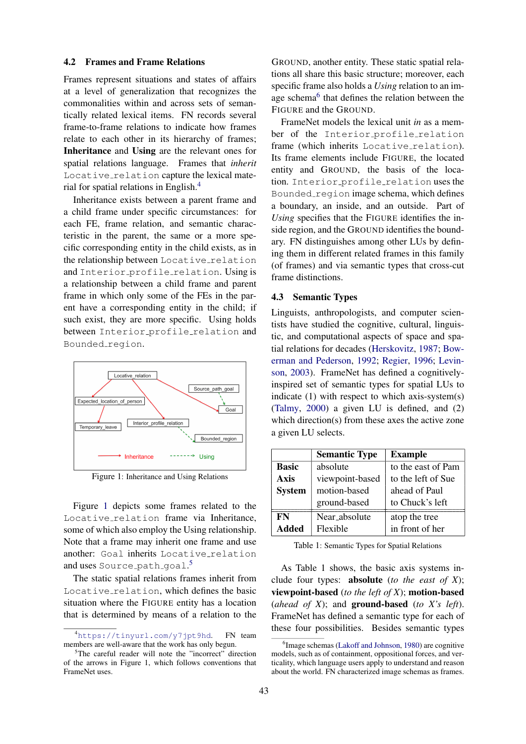### 4.2 Frames and Frame Relations

Frames represent situations and states of affairs at a level of generalization that recognizes the commonalities within and across sets of semantically related lexical items. FN records several frame-to-frame relations to indicate how frames relate to each other in its hierarchy of frames; **Inheritance** and **Using** are the relevant ones for spatial relations language. Frames that *inherit* `Locative_relation` capture the lexical material for spatial relations in English.[4]

Inheritance exists between a parent frame and a child frame under specific circumstances: for each FE, frame relation, and semantic characteristic in the parent, the same or a more specific corresponding entity in the child exists, as in the relationship between `Locative_relation` and `Interior_profile_relation`. Using is a relationship between a child frame and parent frame in which only some of the FEs in the parent have a corresponding entity in the child; if such exist, they are more specific. Using holds between `Interior_profile_relation` and `Bounded_region`.

Locative_relation → Expected_location_of_person, Interior_profile_relation, Source_path_goal, Goal; Expected_location_of_person → Temporary_leave; Interior_profile_relation ⇢ Bounded_region; Source_path_goal ⇢ Goal

Inheritance → Using ⇢

Figure 1: Inheritance and Using Relations

Figure 1 depicts some frames related to the `Locative_relation` frame via Inheritance, some of which also employ the Using relationship. Note that a frame may inherit one frame and use another: `Goal` inherits `Locative_relation` and uses `Source_path_goal`.[5]

The static spatial relations frames inherit from `Locative_relation`, which defines the basic situation where the FIGURE entity has a location that is determined by means of a relation to the GROUND, another entity. These static spatial relations all share this basic structure; moreover, each specific frame also holds a *Using* relation to an image schema[6] that defines the relation between the FIGURE and the GROUND.

FrameNet models the lexical unit *in* as a member of the `Interior_profile_relation` frame (which inherits `Locative_relation`). Its frame elements include FIGURE, the located entity and GROUND, the basis of the location. `Interior_profile_relation` uses the `Bounded_region` image schema, which defines a boundary, an inside, and an outside. Part of *Using* specifies that the FIGURE identifies the inside region, and the GROUND identifies the boundary. FN distinguishes among other LUs by defining them in different related frames in this family (of frames) and via semantic types that cross-cut frame distinctions.

### 4.3 Semantic Types

Linguists, anthropologists, and computer scientists have studied the cognitive, cultural, linguistic, and computational aspects of space and spatial relations for decades (Herskovitz, 1987; Bowerman and Pederson, 1992; Regier, 1996; Levinson, 2003). FrameNet has defined a cognitively-inspired set of semantic types for spatial LUs to indicate (1) with respect to which axis-system(s) (Talmy, 2000) a given LU is defined, and (2) which direction(s) from these axes the active zone a given LU selects.

| | Semantic Type | Example |
|---|---|---|
| **Basic Axis System** | absolute | to the east of Pam |
| | viewpoint-based | to the left of Sue |
| | motion-based | ahead of Paul |
| | ground-based | to Chuck's left |
| **FN Added** | Near_absolute | atop the tree |
| | Flexible | in front of her |

Table 1: Semantic Types for Spatial Relations

As Table 1 shows, the basic axis systems include four types: **absolute** (*to the east of X*); **viewpoint-based** (*to the left of X*); **motion-based** (*ahead of X*); and **ground-based** (*to X's left*). FrameNet has defined a semantic type for each of these four possibilities. Besides semantic types

[4] https://tinyurl.com/y7jpt9hd. FN team members are well-aware that the work has only begun.

[5] The careful reader will note the "incorrect" direction of the arrows in Figure 1, which follows conventions that FrameNet uses.

[6] Image schemas (Lakoff and Johnson, 1980) are cognitive models, such as of containment, oppositional forces, and verticality, which language users apply to understand and reason about the world. FN characterized image schemas as frames.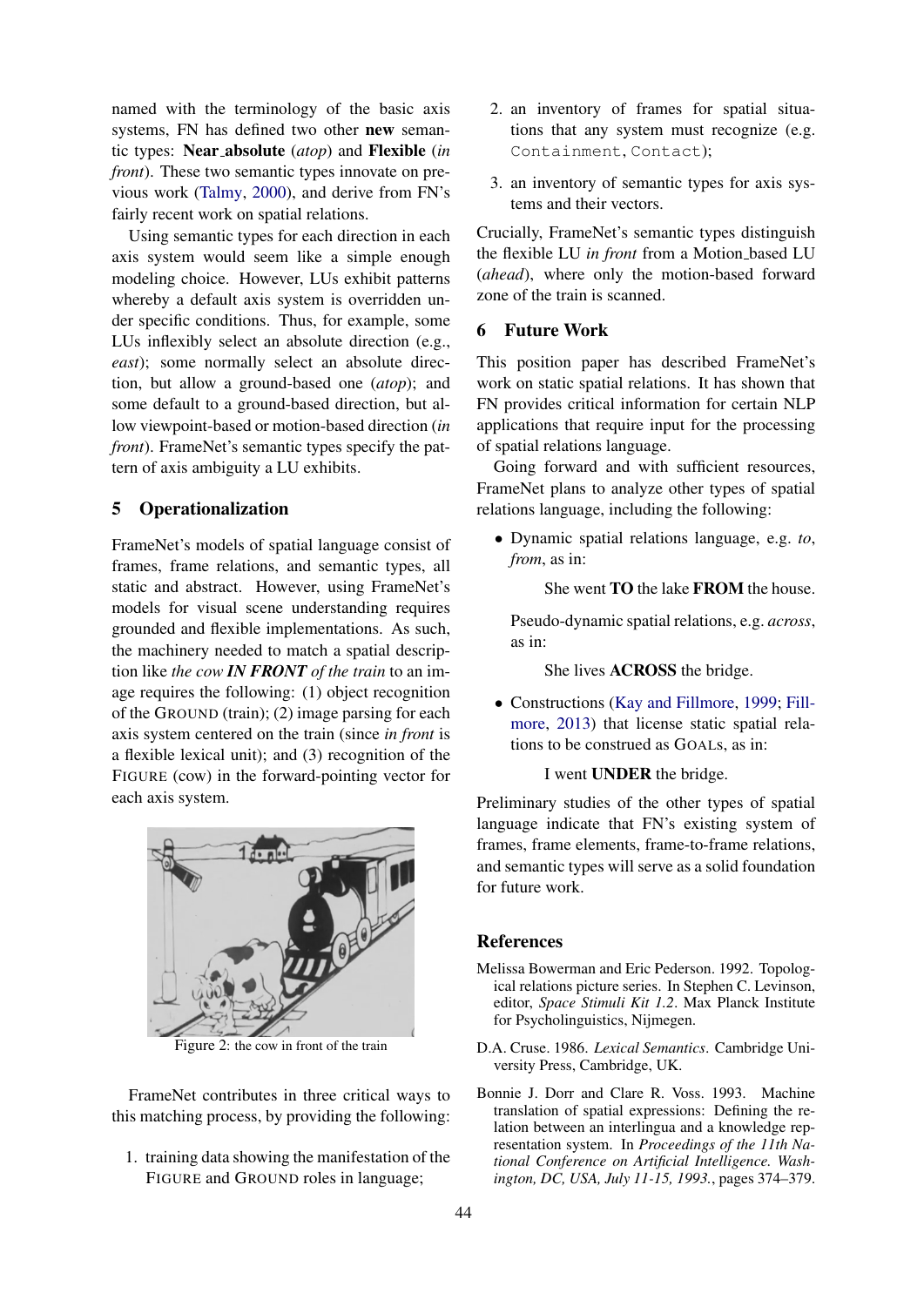named with the terminology of the basic axis systems, FN has defined two other **new** semantic types: **Near_absolute** (*atop*) and **Flexible** (*in front*). These two semantic types innovate on previous work (Talmy, 2000), and derive from FN's fairly recent work on spatial relations.

Using semantic types for each direction in each axis system would seem like a simple enough modeling choice. However, LUs exhibit patterns whereby a default axis system is overridden under specific conditions. Thus, for example, some LUs inflexibly select an absolute direction (e.g., *east*); some normally select an absolute direction, but allow a ground-based one (*atop*); and some default to a ground-based direction, but allow viewpoint-based or motion-based direction (*in front*). FrameNet's semantic types specify the pattern of axis ambiguity a LU exhibits.

## 5 Operationalization

FrameNet's models of spatial language consist of frames, frame relations, and semantic types, all static and abstract. However, using FrameNet's models for visual scene understanding requires grounded and flexible implementations. As such, the machinery needed to match a spatial description like *the cow **IN FRONT** of the train* to an image requires the following: (1) object recognition of the GROUND (train); (2) image parsing for each axis system centered on the train (since *in front* is a flexible lexical unit); and (3) recognition of the FIGURE (cow) in the forward-pointing vector for each axis system.

Figure 2: the cow in front of the train

FrameNet contributes in three critical ways to this matching process, by providing the following:

1. training data showing the manifestation of the FIGURE and GROUND roles in language;
2. an inventory of frames for spatial situations that any system must recognize (e.g. `Containment`, `Contact`);
3. an inventory of semantic types for axis systems and their vectors.

Crucially, FrameNet's semantic types distinguish the flexible LU *in front* from a Motion_based LU (*ahead*), where only the motion-based forward zone of the train is scanned.

## 6 Future Work

This position paper has described FrameNet's work on static spatial relations. It has shown that FN provides critical information for certain NLP applications that require input for the processing of spatial relations language.

Going forward and with sufficient resources, FrameNet plans to analyze other types of spatial relations language, including the following:

- Dynamic spatial relations language, e.g. *to*, *from*, as in:

  She went **TO** the lake **FROM** the house.

  Pseudo-dynamic spatial relations, e.g. *across*, as in:

  She lives **ACROSS** the bridge.

- Constructions (Kay and Fillmore, 1999; Fillmore, 2013) that license static spatial relations to be construed as GOALs, as in:

  I went **UNDER** the bridge.

Preliminary studies of the other types of spatial language indicate that FN's existing system of frames, frame elements, frame-to-frame relations, and semantic types will serve as a solid foundation for future work.

## References

Melissa Bowerman and Eric Pederson. 1992. Topological relations picture series. In Stephen C. Levinson, editor, *Space Stimuli Kit 1.2*. Max Planck Institute for Psycholinguistics, Nijmegen.

D.A. Cruse. 1986. *Lexical Semantics*. Cambridge University Press, Cambridge, UK.

Bonnie J. Dorr and Clare R. Voss. 1993. Machine translation of spatial expressions: Defining the relation between an interlingua and a knowledge representation system. In *Proceedings of the 11th National Conference on Artificial Intelligence. Washington, DC, USA, July 11-15, 1993.*, pages 374–379.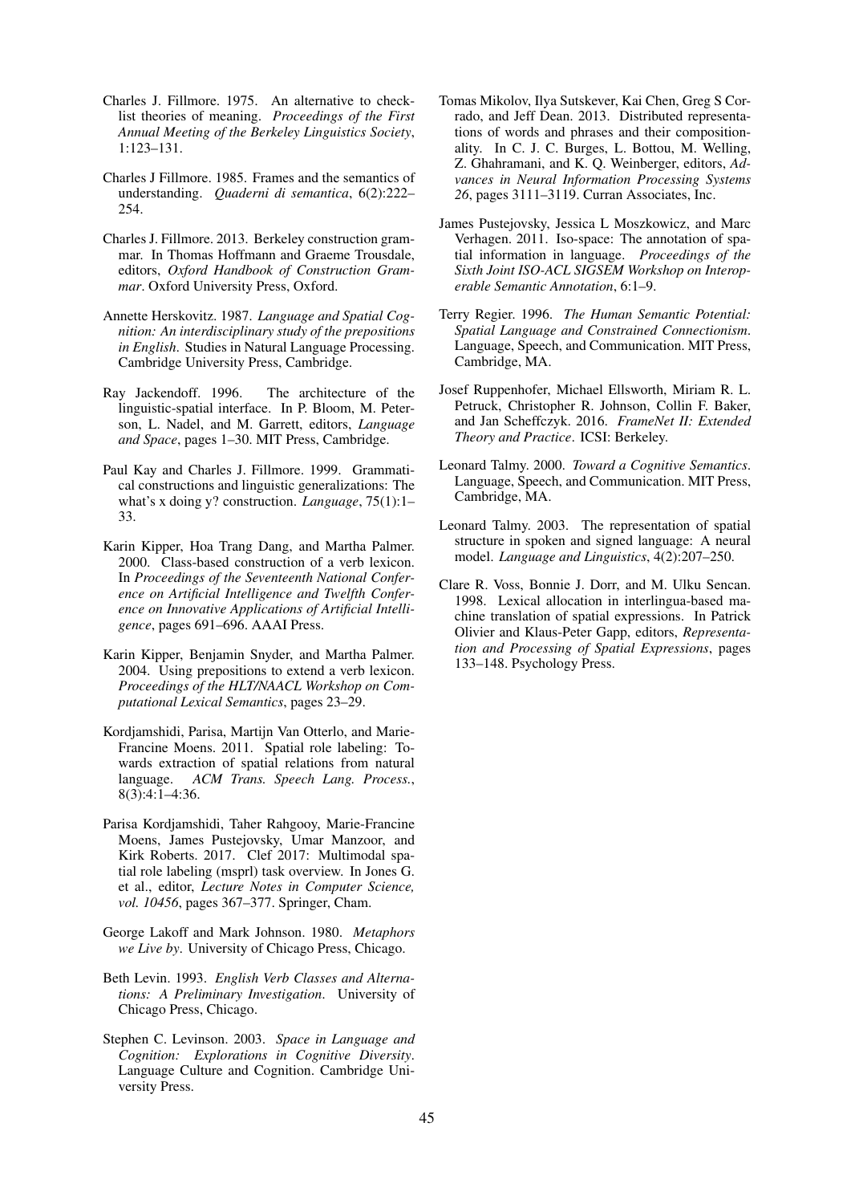Charles J. Fillmore. 1975. An alternative to checklist theories of meaning. *Proceedings of the First Annual Meeting of the Berkeley Linguistics Society*, 1:123–131.

Charles J Fillmore. 1985. Frames and the semantics of understanding. *Quaderni di semantica*, 6(2):222–254.

Charles J. Fillmore. 2013. Berkeley construction grammar. In Thomas Hoffmann and Graeme Trousdale, editors, *Oxford Handbook of Construction Grammar*. Oxford University Press, Oxford.

Annette Herskovitz. 1987. *Language and Spatial Cognition: An interdisciplinary study of the prepositions in English*. Studies in Natural Language Processing. Cambridge University Press, Cambridge.

Ray Jackendoff. 1996. The architecture of the linguistic-spatial interface. In P. Bloom, M. Peterson, L. Nadel, and M. Garrett, editors, *Language and Space*, pages 1–30. MIT Press, Cambridge.

Paul Kay and Charles J. Fillmore. 1999. Grammatical constructions and linguistic generalizations: The what's x doing y? construction. *Language*, 75(1):1–33.

Karin Kipper, Hoa Trang Dang, and Martha Palmer. 2000. Class-based construction of a verb lexicon. In *Proceedings of the Seventeenth National Conference on Artificial Intelligence and Twelfth Conference on Innovative Applications of Artificial Intelligence*, pages 691–696. AAAI Press.

Karin Kipper, Benjamin Snyder, and Martha Palmer. 2004. Using prepositions to extend a verb lexicon. *Proceedings of the HLT/NAACL Workshop on Computational Lexical Semantics*, pages 23–29.

Kordjamshidi, Parisa, Martijn Van Otterlo, and Marie-Francine Moens. 2011. Spatial role labeling: Towards extraction of spatial relations from natural language. *ACM Trans. Speech Lang. Process.*, 8(3):4:1–4:36.

Parisa Kordjamshidi, Taher Rahgooy, Marie-Francine Moens, James Pustejovsky, Umar Manzoor, and Kirk Roberts. 2017. Clef 2017: Multimodal spatial role labeling (msprl) task overview. In Jones G. et al., editor, *Lecture Notes in Computer Science, vol. 10456*, pages 367–377. Springer, Cham.

George Lakoff and Mark Johnson. 1980. *Metaphors we Live by*. University of Chicago Press, Chicago.

Beth Levin. 1993. *English Verb Classes and Alternations: A Preliminary Investigation*. University of Chicago Press, Chicago.

Stephen C. Levinson. 2003. *Space in Language and Cognition: Explorations in Cognitive Diversity*. Language Culture and Cognition. Cambridge University Press.

Tomas Mikolov, Ilya Sutskever, Kai Chen, Greg S Corrado, and Jeff Dean. 2013. Distributed representations of words and phrases and their compositionality. In C. J. C. Burges, L. Bottou, M. Welling, Z. Ghahramani, and K. Q. Weinberger, editors, *Advances in Neural Information Processing Systems 26*, pages 3111–3119. Curran Associates, Inc.

James Pustejovsky, Jessica L Moszkowicz, and Marc Verhagen. 2011. Iso-space: The annotation of spatial information in language. *Proceedings of the Sixth Joint ISO-ACL SIGSEM Workshop on Interoperable Semantic Annotation*, 6:1–9.

Terry Regier. 1996. *The Human Semantic Potential: Spatial Language and Constrained Connectionism*. Language, Speech, and Communication. MIT Press, Cambridge, MA.

Josef Ruppenhofer, Michael Ellsworth, Miriam R. L. Petruck, Christopher R. Johnson, Collin F. Baker, and Jan Scheffczyk. 2016. *FrameNet II: Extended Theory and Practice*. ICSI: Berkeley.

Leonard Talmy. 2000. *Toward a Cognitive Semantics*. Language, Speech, and Communication. MIT Press, Cambridge, MA.

Leonard Talmy. 2003. The representation of spatial structure in spoken and signed language: A neural model. *Language and Linguistics*, 4(2):207–250.

Clare R. Voss, Bonnie J. Dorr, and M. Ulku Sencan. 1998. Lexical allocation in interlingua-based machine translation of spatial expressions. In Patrick Olivier and Klaus-Peter Gapp, editors, *Representation and Processing of Spatial Expressions*, pages 133–148. Psychology Press.